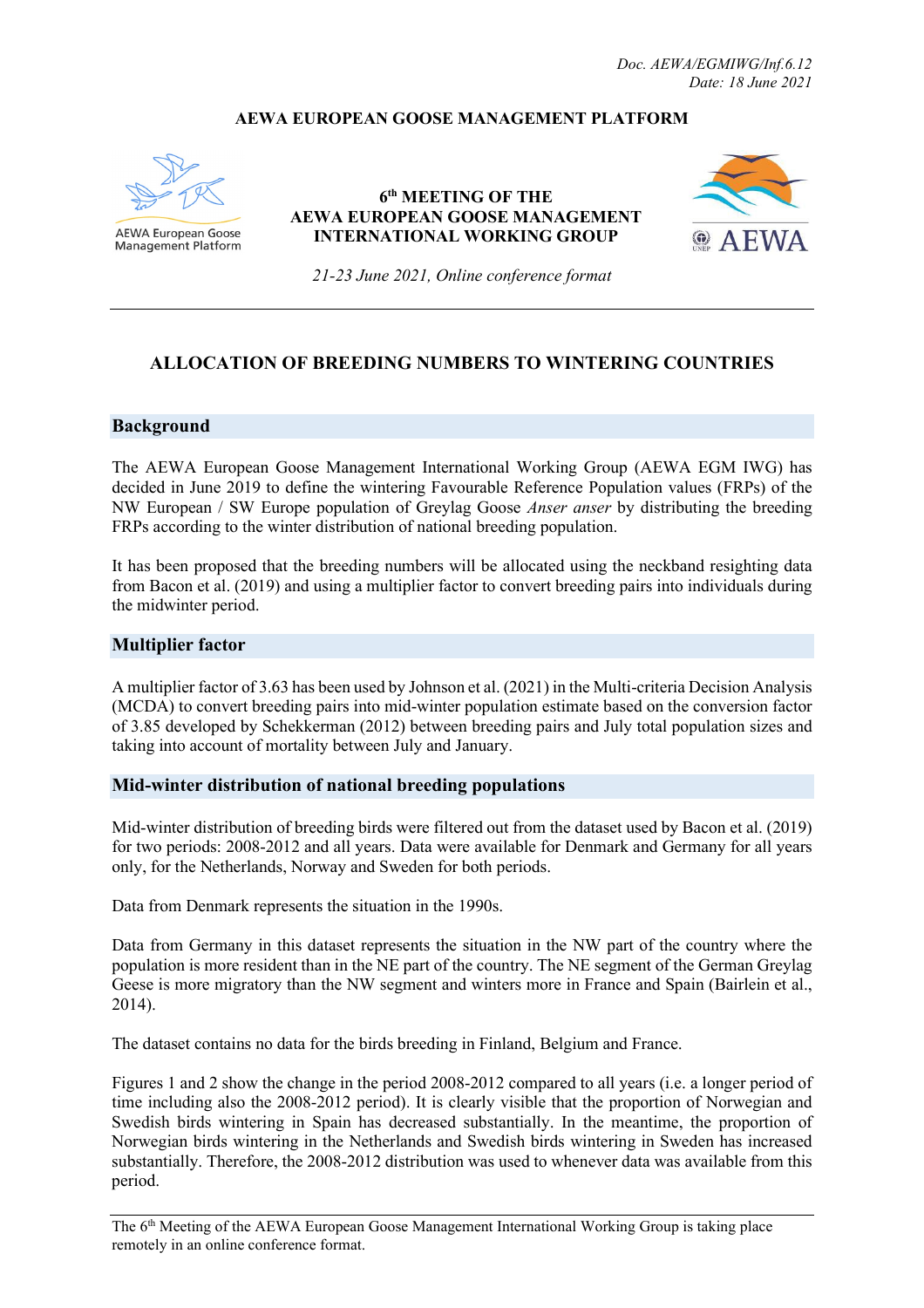Doc. AEWA/EGMIWG/Inf.6.12
Date: 18 June 2021

**AEWA EUROPEAN GOOSE MANAGEMENT PLATFORM**

AEWA European Goose Management Platform

**6th MEETING OF THE**
**AEWA EUROPEAN GOOSE MANAGEMENT INTERNATIONAL WORKING GROUP**

*21-23 June 2021, Online conference format*

---

# ALLOCATION OF BREEDING NUMBERS TO WINTERING COUNTRIES

## Background

The AEWA European Goose Management International Working Group (AEWA EGM IWG) has decided in June 2019 to define the wintering Favourable Reference Population values (FRPs) of the NW European / SW Europe population of Greylag Goose *Anser anser* by distributing the breeding FRPs according to the winter distribution of national breeding population.

It has been proposed that the breeding numbers will be allocated using the neckband resighting data from Bacon et al. (2019) and using a multiplier factor to convert breeding pairs into individuals during the midwinter period.

## Multiplier factor

A multiplier factor of 3.63 has been used by Johnson et al. (2021) in the Multi-criteria Decision Analysis (MCDA) to convert breeding pairs into mid-winter population estimate based on the conversion factor of 3.85 developed by Schekkerman (2012) between breeding pairs and July total population sizes and taking into account of mortality between July and January.

## Mid-winter distribution of national breeding populations

Mid-winter distribution of breeding birds were filtered out from the dataset used by Bacon et al. (2019) for two periods: 2008-2012 and all years. Data were available for Denmark and Germany for all years only, for the Netherlands, Norway and Sweden for both periods.

Data from Denmark represents the situation in the 1990s.

Data from Germany in this dataset represents the situation in the NW part of the country where the population is more resident than in the NE part of the country. The NE segment of the German Greylag Geese is more migratory than the NW segment and winters more in France and Spain (Bairlein et al., 2014).

The dataset contains no data for the birds breeding in Finland, Belgium and France.

Figures 1 and 2 show the change in the period 2008-2012 compared to all years (i.e. a longer period of time including also the 2008-2012 period). It is clearly visible that the proportion of Norwegian and Swedish birds wintering in Spain has decreased substantially. In the meantime, the proportion of Norwegian birds wintering in the Netherlands and Swedish birds wintering in Sweden has increased substantially. Therefore, the 2008-2012 distribution was used to whenever data was available from this period.

---

The 6th Meeting of the AEWA European Goose Management International Working Group is taking place remotely in an online conference format.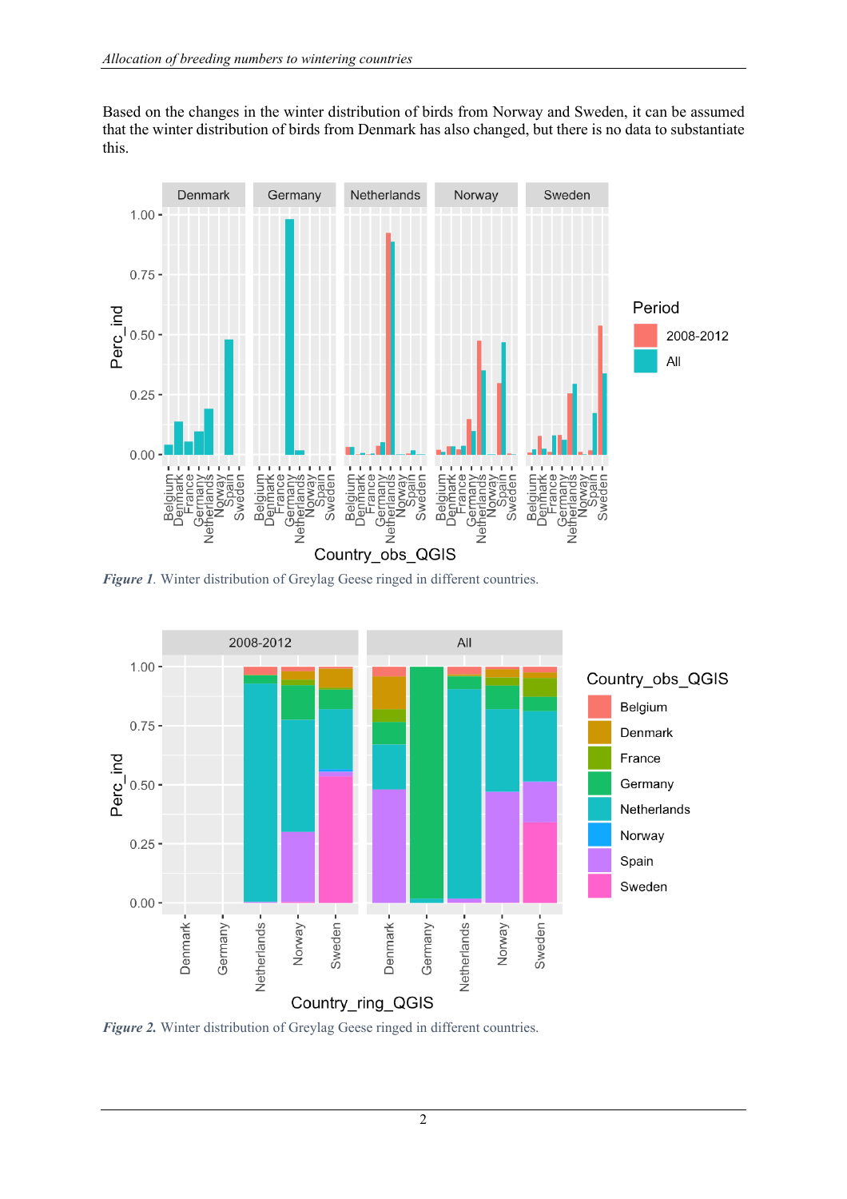Based on the changes in the winter distribution of birds from Norway and Sweden, it can be assumed that the winter distribution of birds from Denmark has also changed, but there is no data to substantiate this.

***Figure 1.*** Winter distribution of Greylag Geese ringed in different countries.

***Figure 2.*** Winter distribution of Greylag Geese ringed in different countries.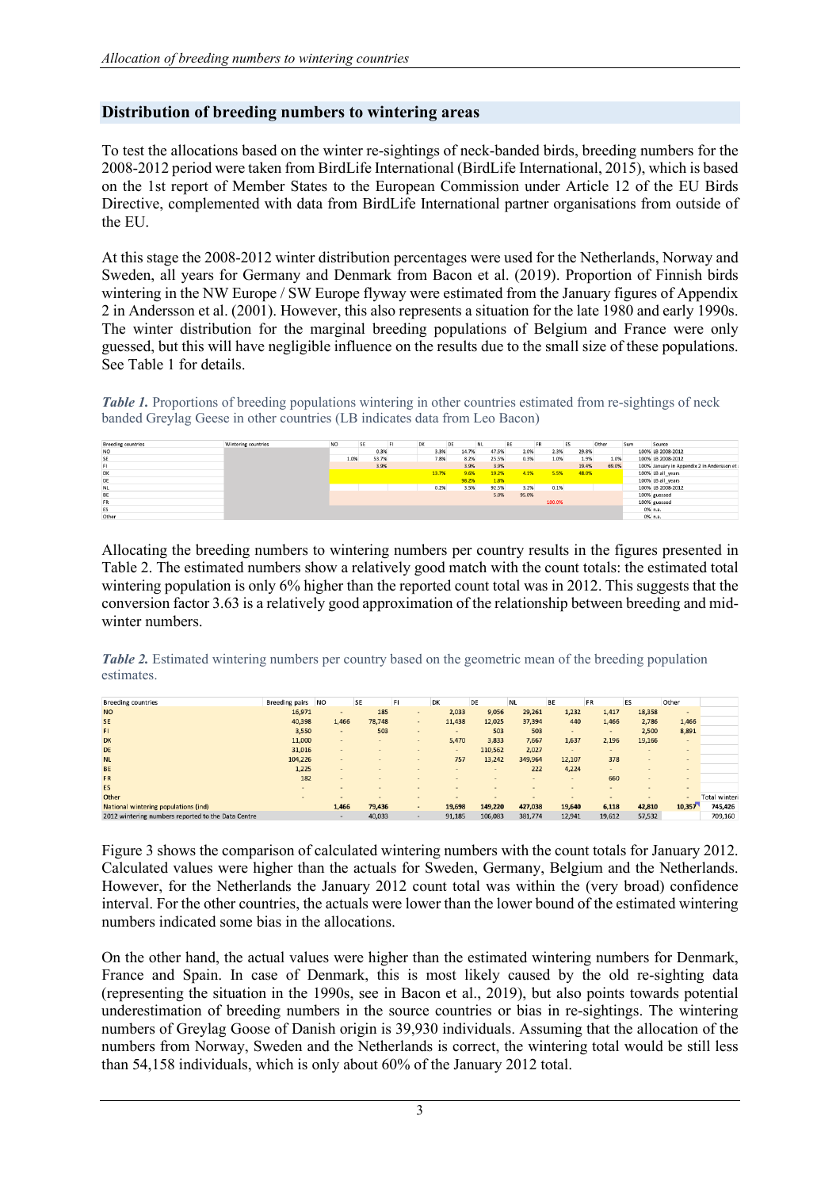## Distribution of breeding numbers to wintering areas

To test the allocations based on the winter re-sightings of neck-banded birds, breeding numbers for the 2008-2012 period were taken from BirdLife International (BirdLife International, 2015), which is based on the 1st report of Member States to the European Commission under Article 12 of the EU Birds Directive, complemented with data from BirdLife International partner organisations from outside of the EU.

At this stage the 2008-2012 winter distribution percentages were used for the Netherlands, Norway and Sweden, all years for Germany and Denmark from Bacon et al. (2019). Proportion of Finnish birds wintering in the NW Europe / SW Europe flyway were estimated from the January figures of Appendix 2 in Andersson et al. (2001). However, this also represents a situation for the late 1980 and early 1990s. The winter distribution for the marginal breeding populations of Belgium and France were only guessed, but this will have negligible influence on the results due to the small size of these populations. See Table 1 for details.

***Table 1.*** Proportions of breeding populations wintering in other countries estimated from re-sightings of neck banded Greylag Geese in other countries (LB indicates data from Leo Bacon)

| Breeding countries | Wintering countries | NO | SE | FI | DK | DE | NL | BE | FR | ES | Other | Sum | Source |
|---|---|---|---|---|---|---|---|---|---|---|---|---|---|
| NO | | | 0.3% | | 3.3% | 14.7% | 47.5% | 2.0% | 2.3% | 29.8% | | 100% | LB 2008-2012 |
| SE | | 1.0% | 53.7% | | 7.8% | 8.2% | 25.5% | 0.3% | 1.0% | 1.9% | 1.0% | 100% | LB 2008-2012 |
| FI | | | 3.9% | | | 3.9% | | | | 19.4% | 69.0% | 100% | January in Appendix 2 in Andersson et al. |
| DK | | | | | 13.7% | 9.6% | 19.2% | 4.1% | 5.5% | 48.0% | | 100% | LB all_years |
| DE | | | | | | 98.2% | 1.8% | | | | | 100% | LB all_years |
| NL | | | | | 0.2% | 3.5% | 92.5% | 3.2% | 0.1% | | | 100% | LB 2008-2012 |
| BE | | | | | | | 5.0% | 95.0% | | | | 100% | guessed |
| FR | | | | | | | | | 100.0% | | | 100% | guessed |
| ES | | | | | | | | | | | | 0% | n.a. |
| Other | | | | | | | | | | | | 0% | n.a. |

Allocating the breeding numbers to wintering numbers per country results in the figures presented in Table 2. The estimated numbers show a relatively good match with the count totals: the estimated total wintering population is only 6% higher than the reported count total was in 2012. This suggests that the conversion factor 3.63 is a relatively good approximation of the relationship between breeding and mid-winter numbers.

***Table 2.*** Estimated wintering numbers per country based on the geometric mean of the breeding population estimates.

| Breeding countries | Breeding pairs | NO | SE | FI | DK | DE | NL | BE | FR | ES | Other | |
|---|---|---|---|---|---|---|---|---|---|---|---|---|
| NO | 16,971 | - | 185 | - | 2,033 | 9,056 | 29,261 | 1,232 | 1,417 | 18,358 | - | |
| SE | 40,398 | 1,466 | 78,748 | - | 11,438 | 12,025 | 37,394 | 440 | 1,466 | 2,786 | 1,466 | |
| FI | 3,550 | - | 503 | - | - | 503 | 503 | - | - | 2,500 | 8,891 | |
| DK | 11,000 | - | - | - | 5,470 | 3,833 | 7,667 | 1,637 | 2,196 | 19,166 | - | |
| DE | 31,016 | - | - | - | - | 110,562 | 2,027 | - | - | - | - | |
| NL | 104,226 | - | - | - | 757 | 13,242 | 349,964 | 12,107 | 378 | - | - | |
| BE | 1,225 | - | - | - | - | - | 222 | 4,224 | - | - | - | |
| FR | 182 | - | - | - | - | - | - | - | 660 | - | - | |
| ES | - | - | - | - | - | - | - | - | - | - | - | |
| Other | - | - | - | - | - | - | - | - | - | - | - | Total winteri |
| National wintering populations (ind) | | 1,466 | 79,436 | - | 19,698 | 149,220 | 427,038 | 19,640 | 6,118 | 42,810 | 10,357 | 745,426 |
| 2012 wintering numbers reported to the Data Centre | | - | 40,033 | - | 91,185 | 106,083 | 381,774 | 12,941 | 19,612 | 57,532 | | 709,160 |

Figure 3 shows the comparison of calculated wintering numbers with the count totals for January 2012. Calculated values were higher than the actuals for Sweden, Germany, Belgium and the Netherlands. However, for the Netherlands the January 2012 count total was within the (very broad) confidence interval. For the other countries, the actuals were lower than the lower bound of the estimated wintering numbers indicated some bias in the allocations.

On the other hand, the actual values were higher than the estimated wintering numbers for Denmark, France and Spain. In case of Denmark, this is most likely caused by the old re-sighting data (representing the situation in the 1990s, see in Bacon et al., 2019), but also points towards potential underestimation of breeding numbers in the source countries or bias in re-sightings. The wintering numbers of Greylag Goose of Danish origin is 39,930 individuals. Assuming that the allocation of the numbers from Norway, Sweden and the Netherlands is correct, the wintering total would be still less than 54,158 individuals, which is only about 60% of the January 2012 total.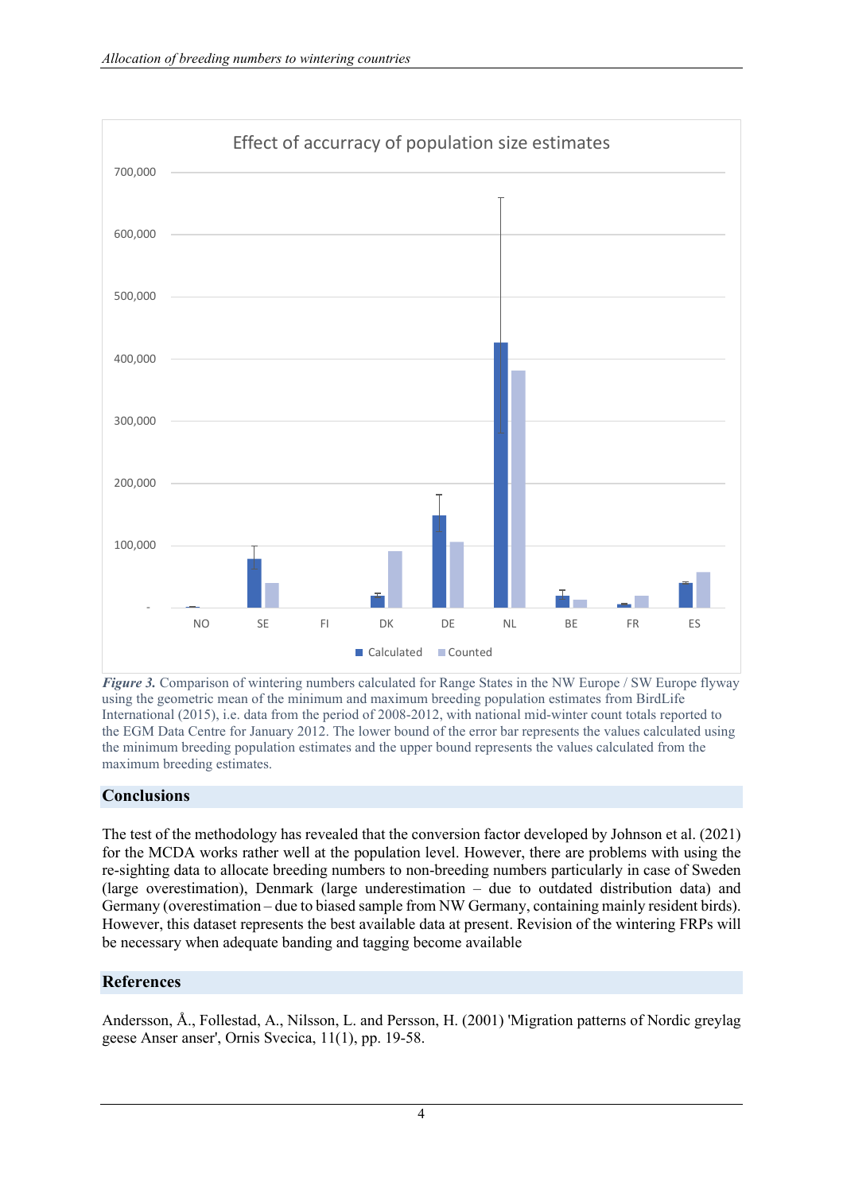*Figure 3.* Comparison of wintering numbers calculated for Range States in the NW Europe / SW Europe flyway using the geometric mean of the minimum and maximum breeding population estimates from BirdLife International (2015), i.e. data from the period of 2008-2012, with national mid-winter count totals reported to the EGM Data Centre for January 2012. The lower bound of the error bar represents the values calculated using the minimum breeding population estimates and the upper bound represents the values calculated from the maximum breeding estimates.

## Conclusions

The test of the methodology has revealed that the conversion factor developed by Johnson et al. (2021) for the MCDA works rather well at the population level. However, there are problems with using the re-sighting data to allocate breeding numbers to non-breeding numbers particularly in case of Sweden (large overestimation), Denmark (large underestimation – due to outdated distribution data) and Germany (overestimation – due to biased sample from NW Germany, containing mainly resident birds). However, this dataset represents the best available data at present. Revision of the wintering FRPs will be necessary when adequate banding and tagging become available

## References

Andersson, Å., Follestad, A., Nilsson, L. and Persson, H. (2001) 'Migration patterns of Nordic greylag geese Anser anser', Ornis Svecica, 11(1), pp. 19-58.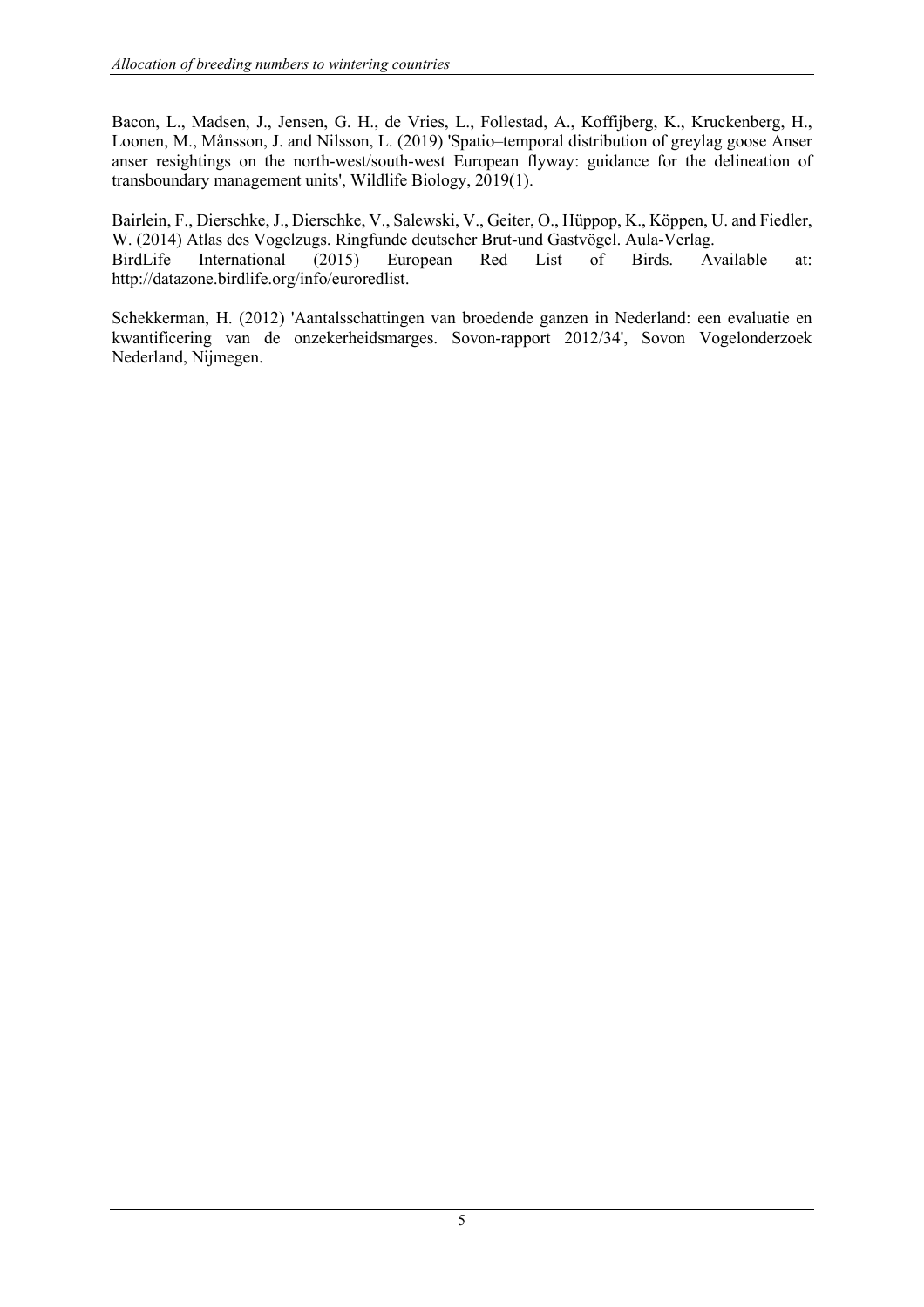Bacon, L., Madsen, J., Jensen, G. H., de Vries, L., Follestad, A., Koffijberg, K., Kruckenberg, H., Loonen, M., Månsson, J. and Nilsson, L. (2019) 'Spatio–temporal distribution of greylag goose Anser anser resightings on the north-west/south-west European flyway: guidance for the delineation of transboundary management units', Wildlife Biology, 2019(1).

Bairlein, F., Dierschke, J., Dierschke, V., Salewski, V., Geiter, O., Hüppop, K., Köppen, U. and Fiedler, W. (2014) Atlas des Vogelzugs. Ringfunde deutscher Brut-und Gastvögel. Aula-Verlag.
BirdLife International (2015) European Red List of Birds. Available at: http://datazone.birdlife.org/info/euroredlist.

Schekkerman, H. (2012) 'Aantalsschattingen van broedende ganzen in Nederland: een evaluatie en kwantificering van de onzekerheidsmarges. Sovon-rapport 2012/34', Sovon Vogelonderzoek Nederland, Nijmegen.